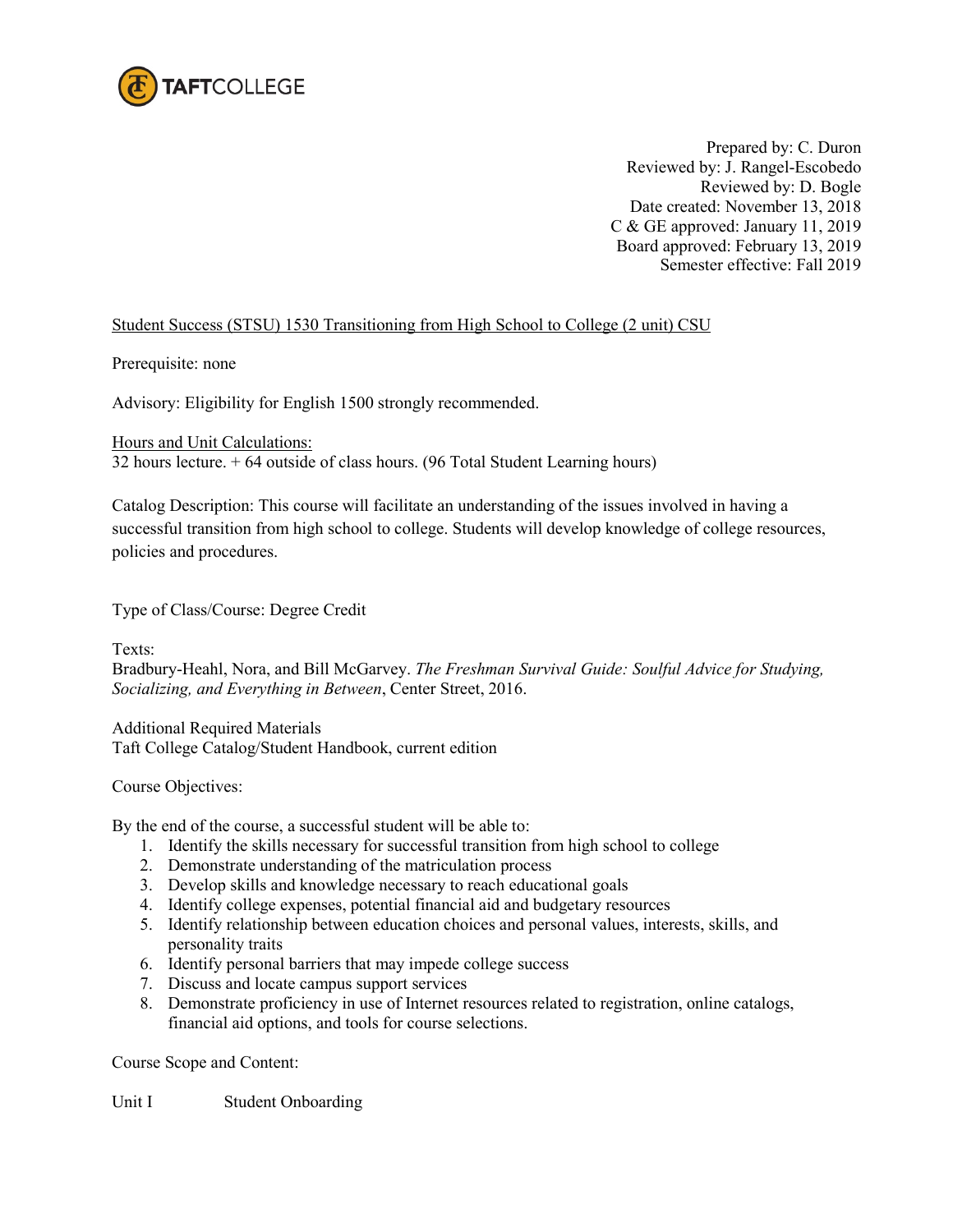TAFTCOLLEGE

Prepared by: C. Duron
Reviewed by: J. Rangel-Escobedo
Reviewed by: D. Bogle
Date created: November 13, 2018
C & GE approved: January 11, 2019
Board approved: February 13, 2019
Semester effective: Fall 2019

Student Success (STSU) 1530 Transitioning from High School to College (2 unit) CSU

Prerequisite: none

Advisory: Eligibility for English 1500 strongly recommended.

Hours and Unit Calculations:
32 hours lecture. + 64 outside of class hours. (96 Total Student Learning hours)

Catalog Description: This course will facilitate an understanding of the issues involved in having a successful transition from high school to college. Students will develop knowledge of college resources, policies and procedures.

Type of Class/Course: Degree Credit

Texts:
Bradbury-Heahl, Nora, and Bill McGarvey. *The Freshman Survival Guide: Soulful Advice for Studying, Socializing, and Everything in Between*, Center Street, 2016.

Additional Required Materials
Taft College Catalog/Student Handbook, current edition

Course Objectives:

By the end of the course, a successful student will be able to:

1. Identify the skills necessary for successful transition from high school to college
2. Demonstrate understanding of the matriculation process
3. Develop skills and knowledge necessary to reach educational goals
4. Identify college expenses, potential financial aid and budgetary resources
5. Identify relationship between education choices and personal values, interests, skills, and personality traits
6. Identify personal barriers that may impede college success
7. Discuss and locate campus support services
8. Demonstrate proficiency in use of Internet resources related to registration, online catalogs, financial aid options, and tools for course selections.

Course Scope and Content:

Unit I Student Onboarding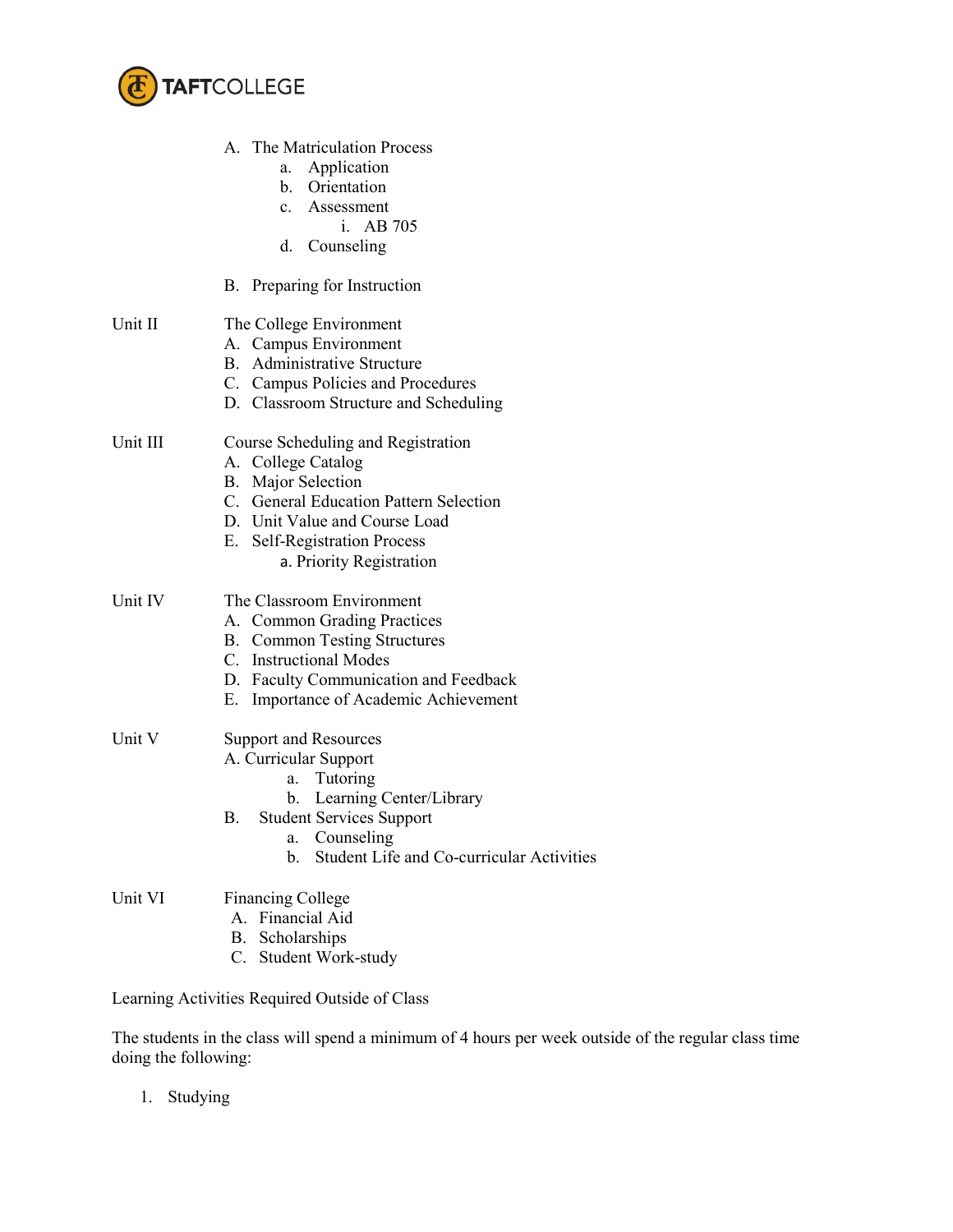A. The Matriculation Process
   - a. Application
   - b. Orientation
   - c. Assessment
     - i. AB 705
   - d. Counseling

B. Preparing for Instruction

Unit II — The College Environment

- A. Campus Environment
- B. Administrative Structure
- C. Campus Policies and Procedures
- D. Classroom Structure and Scheduling

Unit III — Course Scheduling and Registration

- A. College Catalog
- B. Major Selection
- C. General Education Pattern Selection
- D. Unit Value and Course Load
- E. Self-Registration Process
  - a. Priority Registration

Unit IV — The Classroom Environment

- A. Common Grading Practices
- B. Common Testing Structures
- C. Instructional Modes
- D. Faculty Communication and Feedback
- E. Importance of Academic Achievement

Unit V — Support and Resources

- A. Curricular Support
  - a. Tutoring
  - b. Learning Center/Library
- B. Student Services Support
  - a. Counseling
  - b. Student Life and Co-curricular Activities

Unit VI — Financing College

- A. Financial Aid
- B. Scholarships
- C. Student Work-study

Learning Activities Required Outside of Class

The students in the class will spend a minimum of 4 hours per week outside of the regular class time doing the following:

1. Studying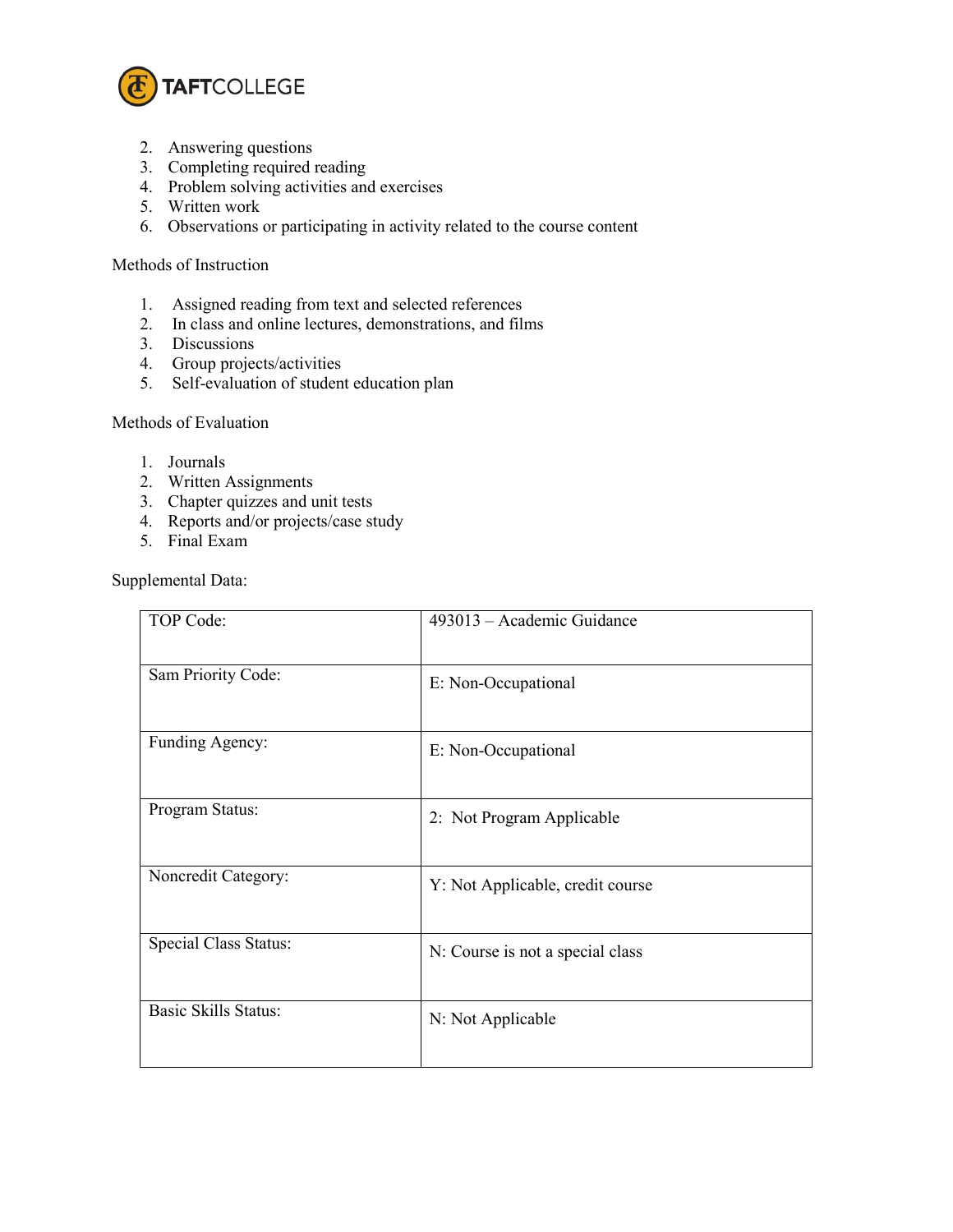2. Answering questions
3. Completing required reading
4. Problem solving activities and exercises
5. Written work
6. Observations or participating in activity related to the course content

Methods of Instruction

1. Assigned reading from text and selected references
2. In class and online lectures, demonstrations, and films
3. Discussions
4. Group projects/activities
5. Self-evaluation of student education plan

Methods of Evaluation

1. Journals
2. Written Assignments
3. Chapter quizzes and unit tests
4. Reports and/or projects/case study
5. Final Exam

Supplemental Data:

| | |
|---|---|
| TOP Code: | 493013 – Academic Guidance |
| Sam Priority Code: | E: Non-Occupational |
| Funding Agency: | E: Non-Occupational |
| Program Status: | 2: Not Program Applicable |
| Noncredit Category: | Y: Not Applicable, credit course |
| Special Class Status: | N: Course is not a special class |
| Basic Skills Status: | N: Not Applicable |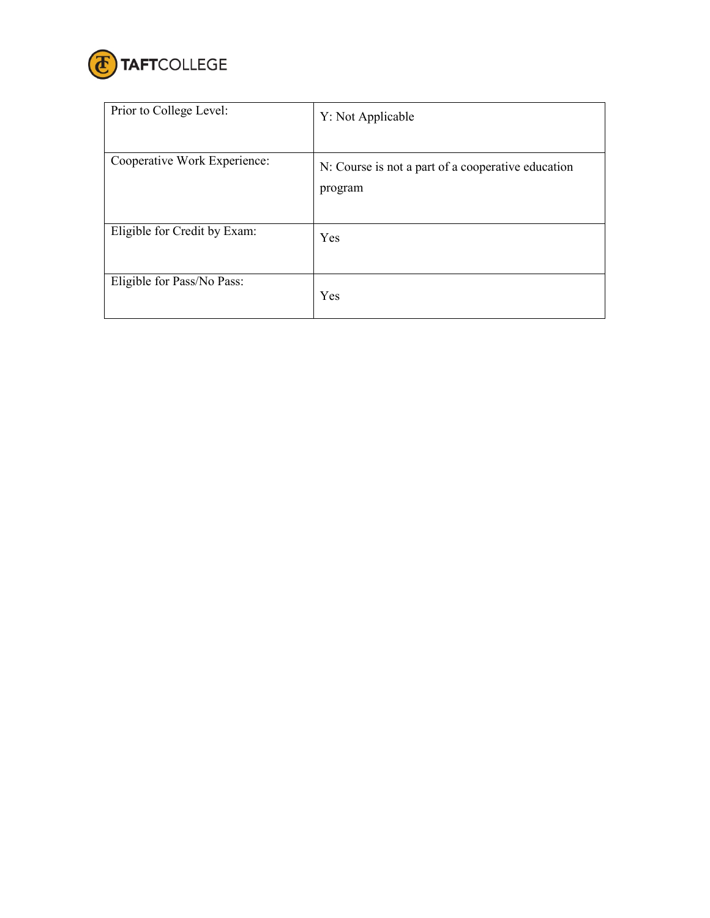| | |
|---|---|
| Prior to College Level: | Y: Not Applicable |
| Cooperative Work Experience: | N: Course is not a part of a cooperative education program |
| Eligible for Credit by Exam: | Yes |
| Eligible for Pass/No Pass: | Yes |